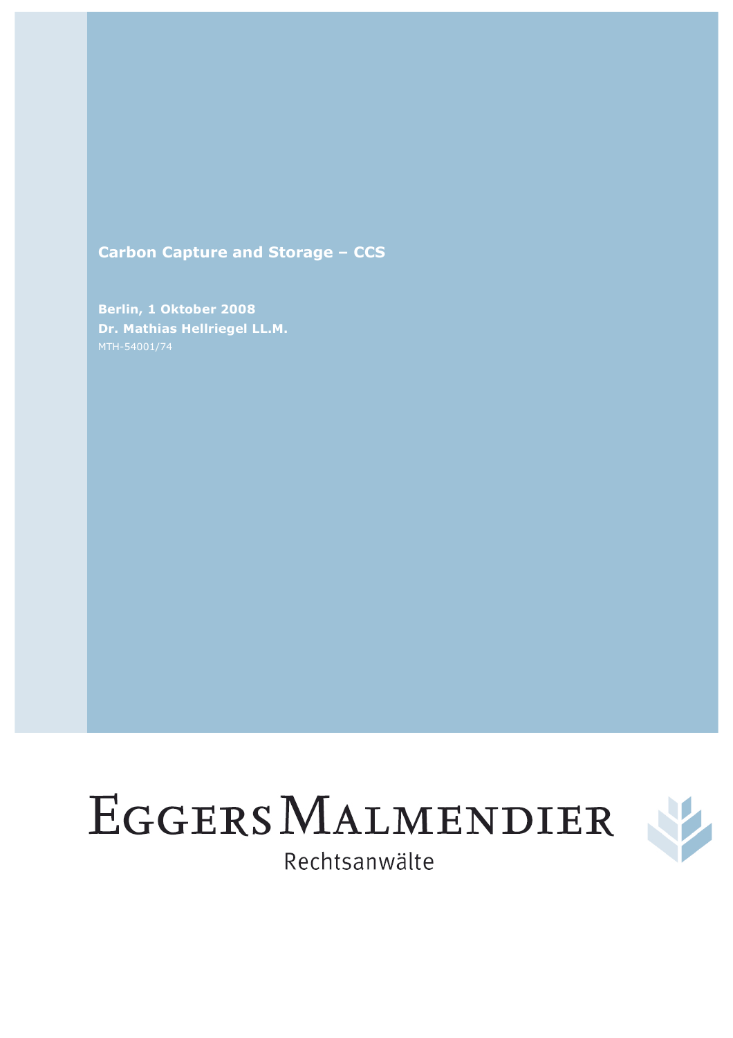# Carbon Capture and Storage – CCS

**Berlin, 1 Oktober 2008**
**Dr. Mathias Hellriegel LL.M.**
MTH-54001/74

EGGERS MALMENDIER
Rechtsanwälte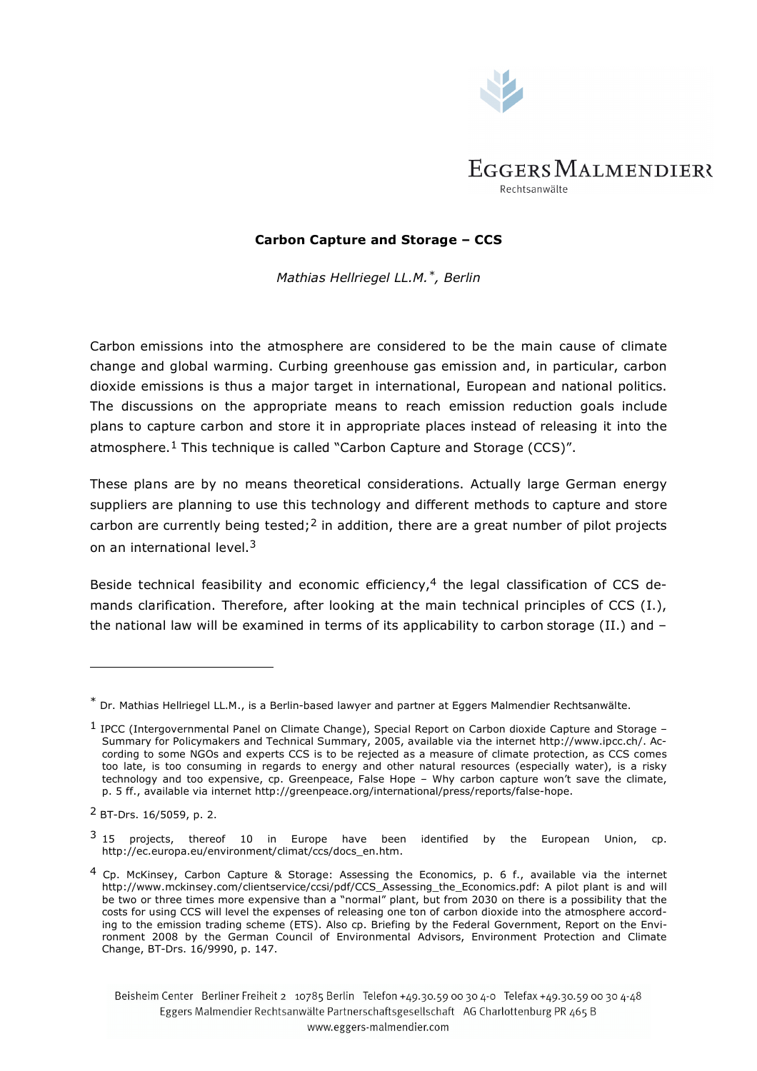**Carbon Capture and Storage – CCS**

*Mathias Hellriegel LL.M.\*, Berlin*

Carbon emissions into the atmosphere are considered to be the main cause of climate change and global warming. Curbing greenhouse gas emission and, in particular, carbon dioxide emissions is thus a major target in international, European and national politics. The discussions on the appropriate means to reach emission reduction goals include plans to capture carbon and store it in appropriate places instead of releasing it into the atmosphere.[1] This technique is called "Carbon Capture and Storage (CCS)".

These plans are by no means theoretical considerations. Actually large German energy suppliers are planning to use this technology and different methods to capture and store carbon are currently being tested;[2] in addition, there are a great number of pilot projects on an international level.[3]

Beside technical feasibility and economic efficiency,[4] the legal classification of CCS demands clarification. Therefore, after looking at the main technical principles of CCS (I.), the national law will be examined in terms of its applicability to carbon storage (II.) and –

---

\* Dr. Mathias Hellriegel LL.M., is a Berlin-based lawyer and partner at Eggers Malmendier Rechtsanwälte.

[1] IPCC (Intergovernmental Panel on Climate Change), Special Report on Carbon dioxide Capture and Storage – Summary for Policymakers and Technical Summary, 2005, available via the internet http://www.ipcc.ch/. According to some NGOs and experts CCS is to be rejected as a measure of climate protection, as CCS comes too late, is too consuming in regards to energy and other natural resources (especially water), is a risky technology and too expensive, cp. Greenpeace, False Hope – Why carbon capture won't save the climate, p. 5 ff., available via internet http://greenpeace.org/international/press/reports/false-hope.

[2] BT-Drs. 16/5059, p. 2.

[3] 15 projects, thereof 10 in Europe have been identified by the European Union, cp. http://ec.europa.eu/environment/climat/ccs/docs_en.htm.

[4] Cp. McKinsey, Carbon Capture & Storage: Assessing the Economics, p. 6 f., available via the internet http://www.mckinsey.com/clientservice/ccsi/pdf/CCS_Assessing_the_Economics.pdf: A pilot plant is and will be two or three times more expensive than a "normal" plant, but from 2030 on there is a possibility that the costs for using CCS will level the expenses of releasing one ton of carbon dioxide into the atmosphere according to the emission trading scheme (ETS). Also cp. Briefing by the Federal Government, Report on the Environment 2008 by the German Council of Environmental Advisors, Environment Protection and Climate Change, BT-Drs. 16/9990, p. 147.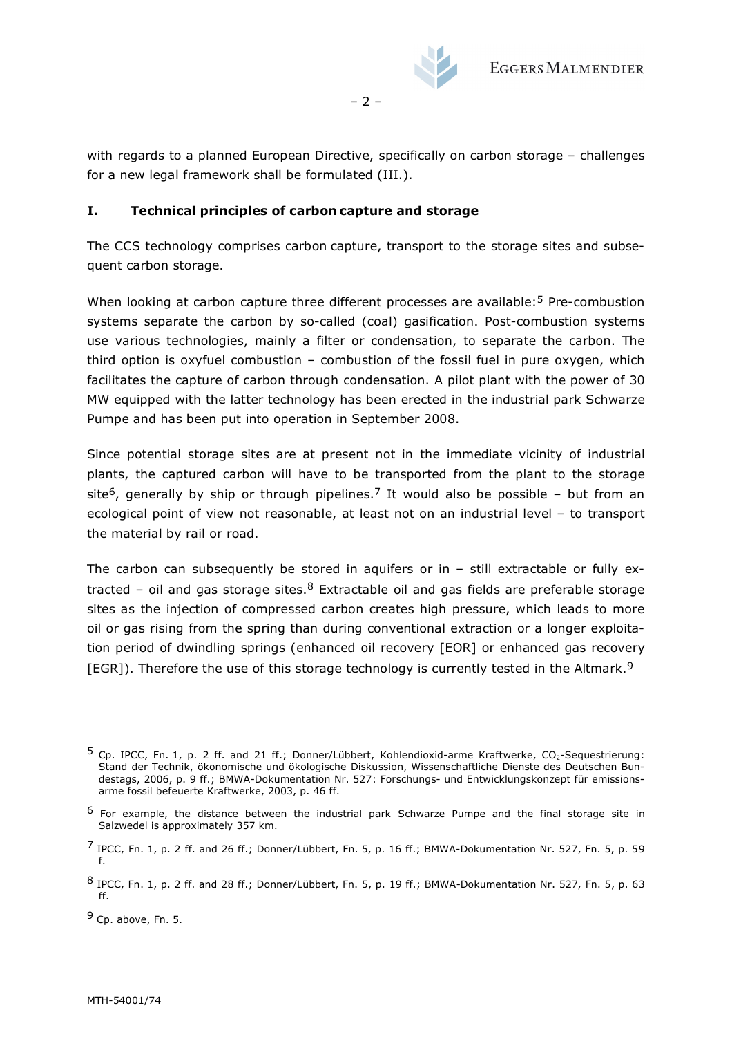with regards to a planned European Directive, specifically on carbon storage – challenges for a new legal framework shall be formulated (III.).

## I. Technical principles of carbon capture and storage

The CCS technology comprises carbon capture, transport to the storage sites and subsequent carbon storage.

When looking at carbon capture three different processes are available:[5] Pre-combustion systems separate the carbon by so-called (coal) gasification. Post-combustion systems use various technologies, mainly a filter or condensation, to separate the carbon. The third option is oxyfuel combustion – combustion of the fossil fuel in pure oxygen, which facilitates the capture of carbon through condensation. A pilot plant with the power of 30 MW equipped with the latter technology has been erected in the industrial park Schwarze Pumpe and has been put into operation in September 2008.

Since potential storage sites are at present not in the immediate vicinity of industrial plants, the captured carbon will have to be transported from the plant to the storage site[6], generally by ship or through pipelines.[7] It would also be possible – but from an ecological point of view not reasonable, at least not on an industrial level – to transport the material by rail or road.

The carbon can subsequently be stored in aquifers or in – still extractable or fully extracted – oil and gas storage sites.[8] Extractable oil and gas fields are preferable storage sites as the injection of compressed carbon creates high pressure, which leads to more oil or gas rising from the spring than during conventional extraction or a longer exploitation period of dwindling springs (enhanced oil recovery [EOR] or enhanced gas recovery [EGR]). Therefore the use of this storage technology is currently tested in the Altmark.[9]

---

[5] Cp. IPCC, Fn. 1, p. 2 ff. and 21 ff.; Donner/Lübbert, Kohlendioxid-arme Kraftwerke, $CO_2$-Sequestrierung: Stand der Technik, ökonomische und ökologische Diskussion, Wissenschaftliche Dienste des Deutschen Bundestags, 2006, p. 9 ff.; BMWA-Dokumentation Nr. 527: Forschungs- und Entwicklungskonzept für emissionsarme fossil befeuerte Kraftwerke, 2003, p. 46 ff.

[6] For example, the distance between the industrial park Schwarze Pumpe and the final storage site in Salzwedel is approximately 357 km.

[7] IPCC, Fn. 1, p. 2 ff. and 26 ff.; Donner/Lübbert, Fn. 5, p. 16 ff.; BMWA-Dokumentation Nr. 527, Fn. 5, p. 59 f.

[8] IPCC, Fn. 1, p. 2 ff. and 28 ff.; Donner/Lübbert, Fn. 5, p. 19 ff.; BMWA-Dokumentation Nr. 527, Fn. 5, p. 63 ff.

[9] Cp. above, Fn. 5.

MTH-54001/74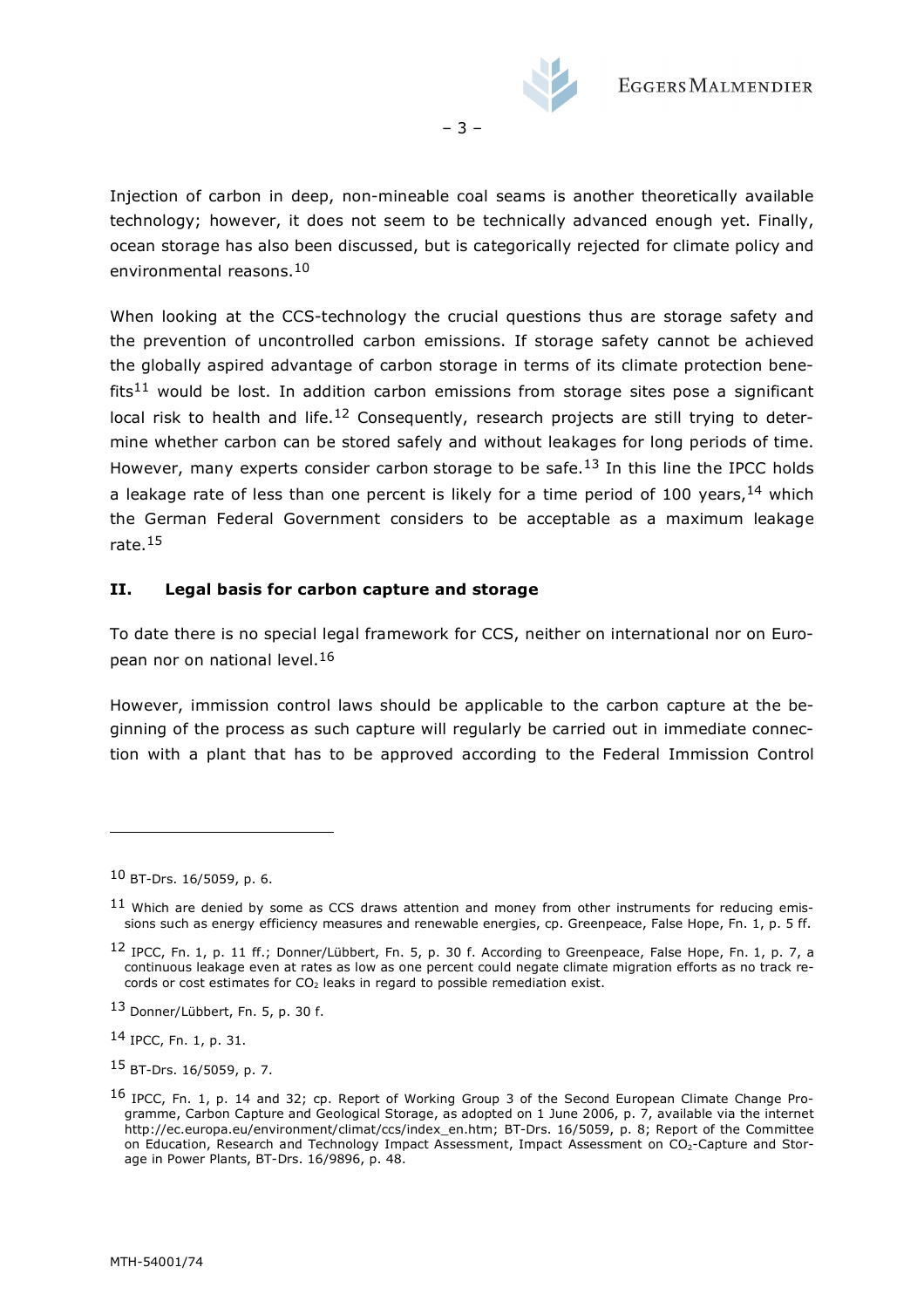Injection of carbon in deep, non-mineable coal seams is another theoretically available technology; however, it does not seem to be technically advanced enough yet. Finally, ocean storage has also been discussed, but is categorically rejected for climate policy and environmental reasons.[10]

When looking at the CCS-technology the crucial questions thus are storage safety and the prevention of uncontrolled carbon emissions. If storage safety cannot be achieved the globally aspired advantage of carbon storage in terms of its climate protection benefits[11] would be lost. In addition carbon emissions from storage sites pose a significant local risk to health and life.[12] Consequently, research projects are still trying to determine whether carbon can be stored safely and without leakages for long periods of time. However, many experts consider carbon storage to be safe.[13] In this line the IPCC holds a leakage rate of less than one percent is likely for a time period of 100 years,[14] which the German Federal Government considers to be acceptable as a maximum leakage rate.[15]

## II. Legal basis for carbon capture and storage

To date there is no special legal framework for CCS, neither on international nor on European nor on national level.[16]

However, immission control laws should be applicable to the carbon capture at the beginning of the process as such capture will regularly be carried out in immediate connection with a plant that has to be approved according to the Federal Immission Control

---

[10] BT-Drs. 16/5059, p. 6.

[11] Which are denied by some as CCS draws attention and money from other instruments for reducing emissions such as energy efficiency measures and renewable energies, cp. Greenpeace, False Hope, Fn. 1, p. 5 ff.

[12] IPCC, Fn. 1, p. 11 ff.; Donner/Lübbert, Fn. 5, p. 30 f. According to Greenpeace, False Hope, Fn. 1, p. 7, a continuous leakage even at rates as low as one percent could negate climate migration efforts as no track records or cost estimates for $CO_2$ leaks in regard to possible remediation exist.

[13] Donner/Lübbert, Fn. 5, p. 30 f.

[14] IPCC, Fn. 1, p. 31.

[15] BT-Drs. 16/5059, p. 7.

[16] IPCC, Fn. 1, p. 14 and 32; cp. Report of Working Group 3 of the Second European Climate Change Programme, Carbon Capture and Geological Storage, as adopted on 1 June 2006, p. 7, available via the internet http://ec.europa.eu/environment/climat/ccs/index_en.htm; BT-Drs. 16/5059, p. 8; Report of the Committee on Education, Research and Technology Impact Assessment, Impact Assessment on $CO_2$-Capture and Storage in Power Plants, BT-Drs. 16/9896, p. 48.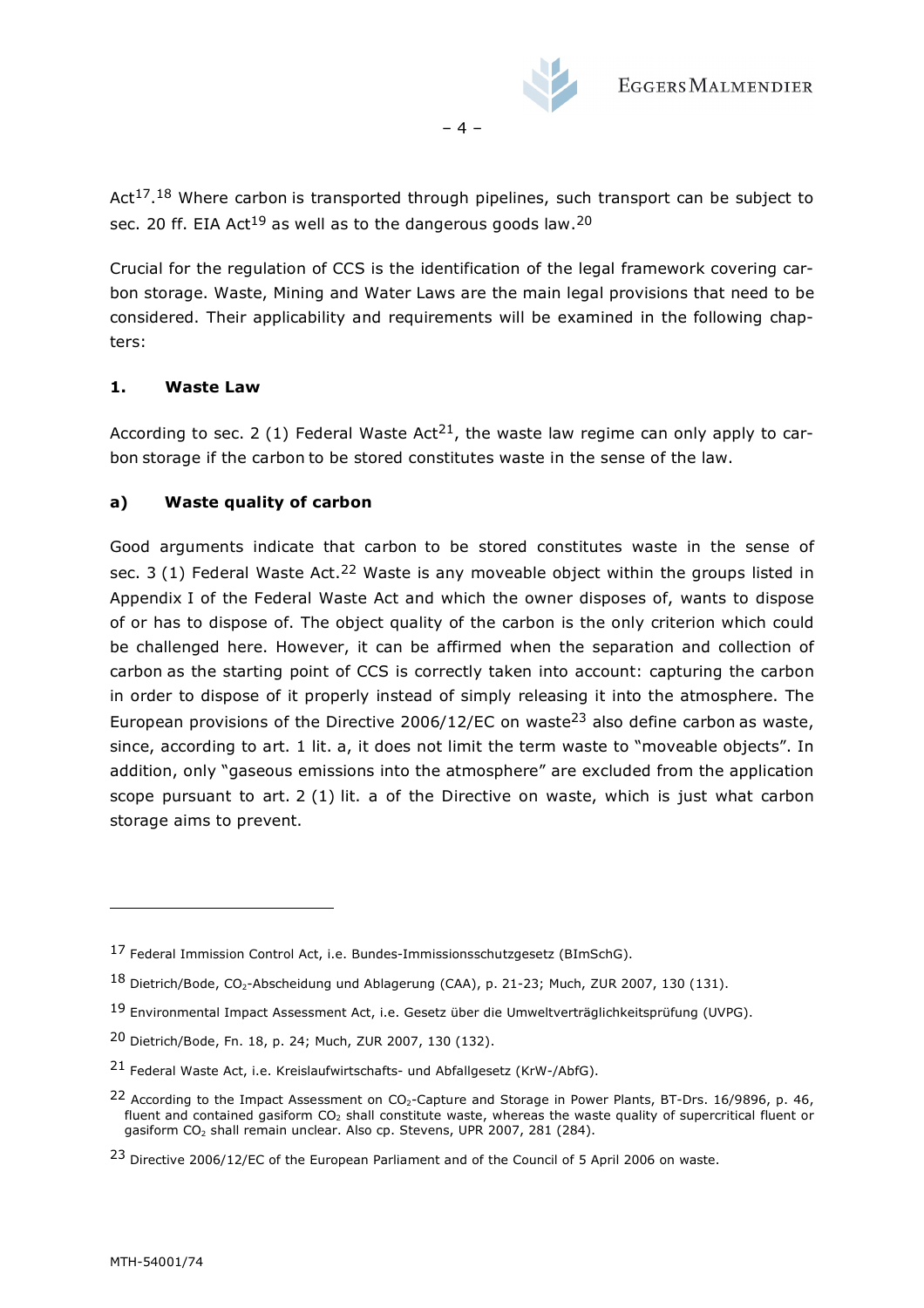Act[17].[18] Where carbon is transported through pipelines, such transport can be subject to sec. 20 ff. EIA Act[19] as well as to the dangerous goods law.[20]

Crucial for the regulation of CCS is the identification of the legal framework covering carbon storage. Waste, Mining and Water Laws are the main legal provisions that need to be considered. Their applicability and requirements will be examined in the following chapters:

### 1. Waste Law

According to sec. 2 (1) Federal Waste Act[21], the waste law regime can only apply to carbon storage if the carbon to be stored constitutes waste in the sense of the law.

#### a) Waste quality of carbon

Good arguments indicate that carbon to be stored constitutes waste in the sense of sec. 3 (1) Federal Waste Act.[22] Waste is any moveable object within the groups listed in Appendix I of the Federal Waste Act and which the owner disposes of, wants to dispose of or has to dispose of. The object quality of the carbon is the only criterion which could be challenged here. However, it can be affirmed when the separation and collection of carbon as the starting point of CCS is correctly taken into account: capturing the carbon in order to dispose of it properly instead of simply releasing it into the atmosphere. The European provisions of the Directive 2006/12/EC on waste[23] also define carbon as waste, since, according to art. 1 lit. a, it does not limit the term waste to "moveable objects". In addition, only "gaseous emissions into the atmosphere" are excluded from the application scope pursuant to art. 2 (1) lit. a of the Directive on waste, which is just what carbon storage aims to prevent.

---

[17] Federal Immission Control Act, i.e. Bundes-Immissionsschutzgesetz (BImSchG).

[18] Dietrich/Bode, $CO_2$-Abscheidung und Ablagerung (CAA), p. 21-23; Much, ZUR 2007, 130 (131).

[19] Environmental Impact Assessment Act, i.e. Gesetz über die Umweltverträglichkeitsprüfung (UVPG).

[20] Dietrich/Bode, Fn. 18, p. 24; Much, ZUR 2007, 130 (132).

[21] Federal Waste Act, i.e. Kreislaufwirtschafts- und Abfallgesetz (KrW-/AbfG).

[22] According to the Impact Assessment on $CO_2$-Capture and Storage in Power Plants, BT-Drs. 16/9896, p. 46, fluent and contained gasiform $CO_2$ shall constitute waste, whereas the waste quality of supercritical fluent or gasiform $CO_2$ shall remain unclear. Also cp. Stevens, UPR 2007, 281 (284).

[23] Directive 2006/12/EC of the European Parliament and of the Council of 5 April 2006 on waste.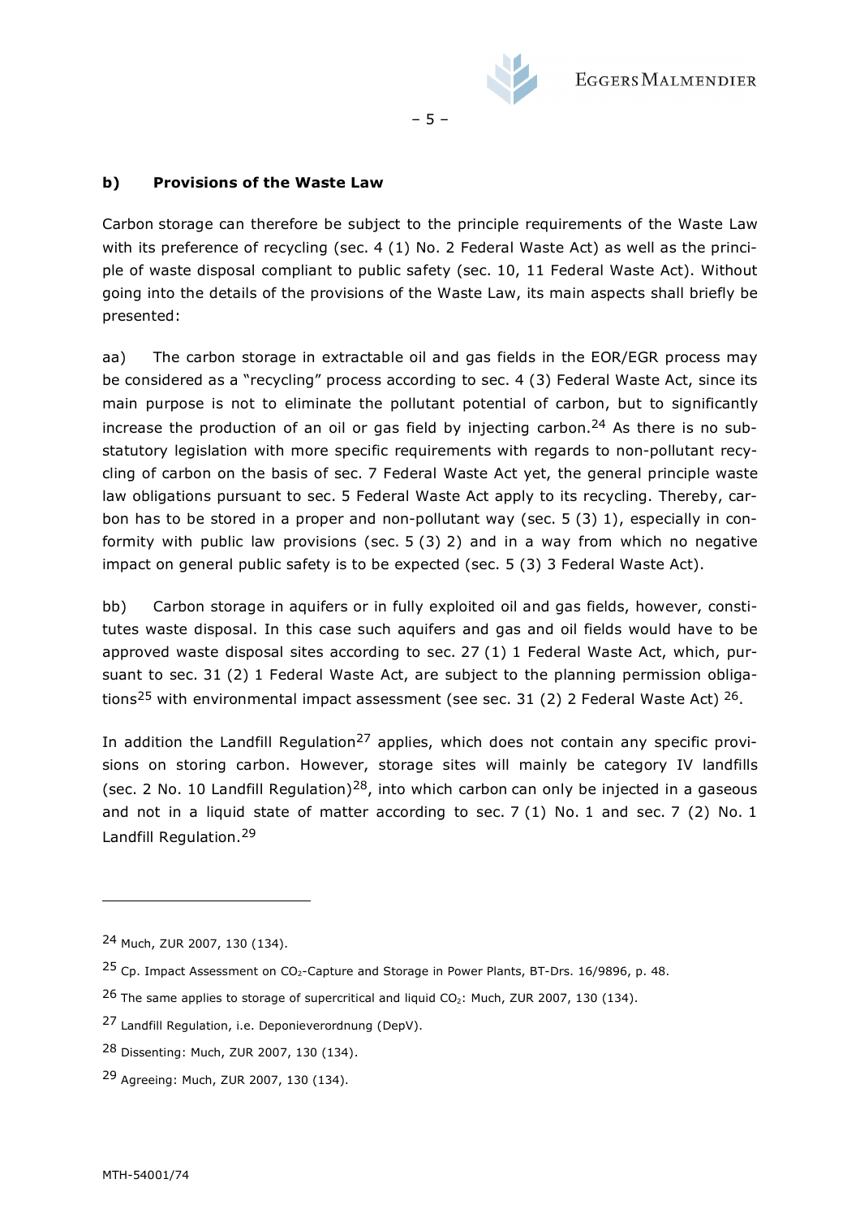### b) Provisions of the Waste Law

Carbon storage can therefore be subject to the principle requirements of the Waste Law with its preference of recycling (sec. 4 (1) No. 2 Federal Waste Act) as well as the principle of waste disposal compliant to public safety (sec. 10, 11 Federal Waste Act). Without going into the details of the provisions of the Waste Law, its main aspects shall briefly be presented:

aa) The carbon storage in extractable oil and gas fields in the EOR/EGR process may be considered as a "recycling" process according to sec. 4 (3) Federal Waste Act, since its main purpose is not to eliminate the pollutant potential of carbon, but to significantly increase the production of an oil or gas field by injecting carbon.[24] As there is no sub-statutory legislation with more specific requirements with regards to non-pollutant recycling of carbon on the basis of sec. 7 Federal Waste Act yet, the general principle waste law obligations pursuant to sec. 5 Federal Waste Act apply to its recycling. Thereby, carbon has to be stored in a proper and non-pollutant way (sec. 5 (3) 1), especially in conformity with public law provisions (sec. 5 (3) 2) and in a way from which no negative impact on general public safety is to be expected (sec. 5 (3) 3 Federal Waste Act).

bb) Carbon storage in aquifers or in fully exploited oil and gas fields, however, constitutes waste disposal. In this case such aquifers and gas and oil fields would have to be approved waste disposal sites according to sec. 27 (1) 1 Federal Waste Act, which, pursuant to sec. 31 (2) 1 Federal Waste Act, are subject to the planning permission obligations[25] with environmental impact assessment (see sec. 31 (2) 2 Federal Waste Act) [26].

In addition the Landfill Regulation[27] applies, which does not contain any specific provisions on storing carbon. However, storage sites will mainly be category IV landfills (sec. 2 No. 10 Landfill Regulation)[28], into which carbon can only be injected in a gaseous and not in a liquid state of matter according to sec. 7 (1) No. 1 and sec. 7 (2) No. 1 Landfill Regulation.[29]

---

[24] Much, ZUR 2007, 130 (134).

[25] Cp. Impact Assessment on $CO_2$-Capture and Storage in Power Plants, BT-Drs. 16/9896, p. 48.

[26] The same applies to storage of supercritical and liquid $CO_2$: Much, ZUR 2007, 130 (134).

[27] Landfill Regulation, i.e. Deponieverordnung (DepV).

[28] Dissenting: Much, ZUR 2007, 130 (134).

[29] Agreeing: Much, ZUR 2007, 130 (134).

MTH-54001/74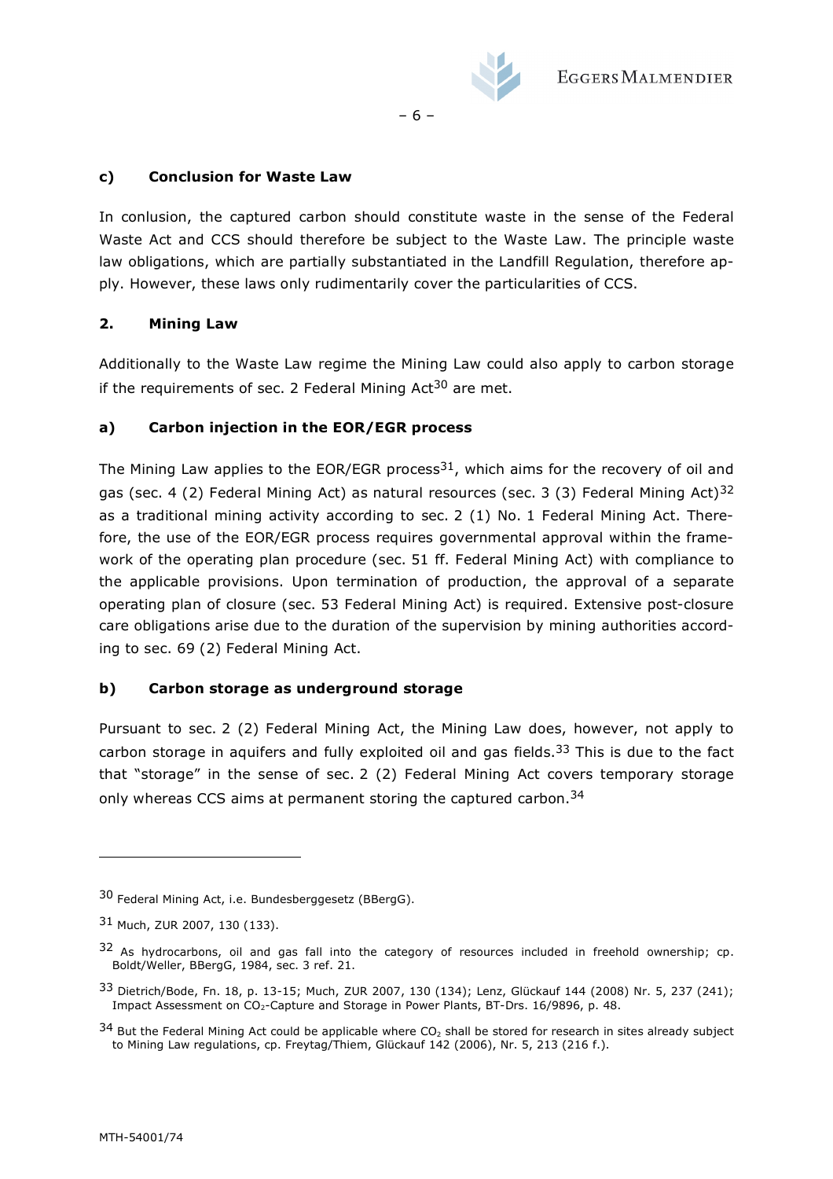### c) Conclusion for Waste Law

In conlusion, the captured carbon should constitute waste in the sense of the Federal Waste Act and CCS should therefore be subject to the Waste Law. The principle waste law obligations, which are partially substantiated in the Landfill Regulation, therefore apply. However, these laws only rudimentarily cover the particularities of CCS.

## 2. Mining Law

Additionally to the Waste Law regime the Mining Law could also apply to carbon storage if the requirements of sec. 2 Federal Mining Act[30] are met.

### a) Carbon injection in the EOR/EGR process

The Mining Law applies to the EOR/EGR process[31], which aims for the recovery of oil and gas (sec. 4 (2) Federal Mining Act) as natural resources (sec. 3 (3) Federal Mining Act)[32] as a traditional mining activity according to sec. 2 (1) No. 1 Federal Mining Act. Therefore, the use of the EOR/EGR process requires governmental approval within the framework of the operating plan procedure (sec. 51 ff. Federal Mining Act) with compliance to the applicable provisions. Upon termination of production, the approval of a separate operating plan of closure (sec. 53 Federal Mining Act) is required. Extensive post-closure care obligations arise due to the duration of the supervision by mining authorities according to sec. 69 (2) Federal Mining Act.

### b) Carbon storage as underground storage

Pursuant to sec. 2 (2) Federal Mining Act, the Mining Law does, however, not apply to carbon storage in aquifers and fully exploited oil and gas fields.[33] This is due to the fact that "storage" in the sense of sec. 2 (2) Federal Mining Act covers temporary storage only whereas CCS aims at permanent storing the captured carbon.[34]

---

[30] Federal Mining Act, i.e. Bundesberggesetz (BBergG).

[31] Much, ZUR 2007, 130 (133).

[32] As hydrocarbons, oil and gas fall into the category of resources included in freehold ownership; cp. Boldt/Weller, BBergG, 1984, sec. 3 ref. 21.

[33] Dietrich/Bode, Fn. 18, p. 13-15; Much, ZUR 2007, 130 (134); Lenz, Glückauf 144 (2008) Nr. 5, 237 (241); Impact Assessment on $CO_2$-Capture and Storage in Power Plants, BT-Drs. 16/9896, p. 48.

[34] But the Federal Mining Act could be applicable where $CO_2$ shall be stored for research in sites already subject to Mining Law regulations, cp. Freytag/Thiem, Glückauf 142 (2006), Nr. 5, 213 (216 f.).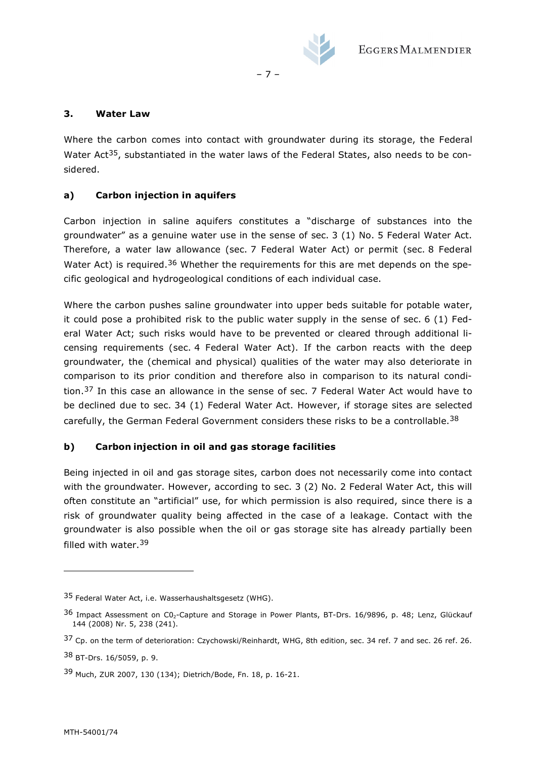### 3. Water Law

Where the carbon comes into contact with groundwater during its storage, the Federal Water Act[35], substantiated in the water laws of the Federal States, also needs to be considered.

#### a) Carbon injection in aquifers

Carbon injection in saline aquifers constitutes a "discharge of substances into the groundwater" as a genuine water use in the sense of sec. 3 (1) No. 5 Federal Water Act. Therefore, a water law allowance (sec. 7 Federal Water Act) or permit (sec. 8 Federal Water Act) is required.[36] Whether the requirements for this are met depends on the specific geological and hydrogeological conditions of each individual case.

Where the carbon pushes saline groundwater into upper beds suitable for potable water, it could pose a prohibited risk to the public water supply in the sense of sec. 6 (1) Federal Water Act; such risks would have to be prevented or cleared through additional licensing requirements (sec. 4 Federal Water Act). If the carbon reacts with the deep groundwater, the (chemical and physical) qualities of the water may also deteriorate in comparison to its prior condition and therefore also in comparison to its natural condition.[37] In this case an allowance in the sense of sec. 7 Federal Water Act would have to be declined due to sec. 34 (1) Federal Water Act. However, if storage sites are selected carefully, the German Federal Government considers these risks to be a controllable.[38]

#### b) Carbon injection in oil and gas storage facilities

Being injected in oil and gas storage sites, carbon does not necessarily come into contact with the groundwater. However, according to sec. 3 (2) No. 2 Federal Water Act, this will often constitute an "artificial" use, for which permission is also required, since there is a risk of groundwater quality being affected in the case of a leakage. Contact with the groundwater is also possible when the oil or gas storage site has already partially been filled with water.[39]

---

[35] Federal Water Act, i.e. Wasserhaushaltsgesetz (WHG).

[36] Impact Assessment on $C0_2$-Capture and Storage in Power Plants, BT-Drs. 16/9896, p. 48; Lenz, Glückauf 144 (2008) Nr. 5, 238 (241).

[37] Cp. on the term of deterioration: Czychowski/Reinhardt, WHG, 8th edition, sec. 34 ref. 7 and sec. 26 ref. 26.

[38] BT-Drs. 16/5059, p. 9.

[39] Much, ZUR 2007, 130 (134); Dietrich/Bode, Fn. 18, p. 16-21.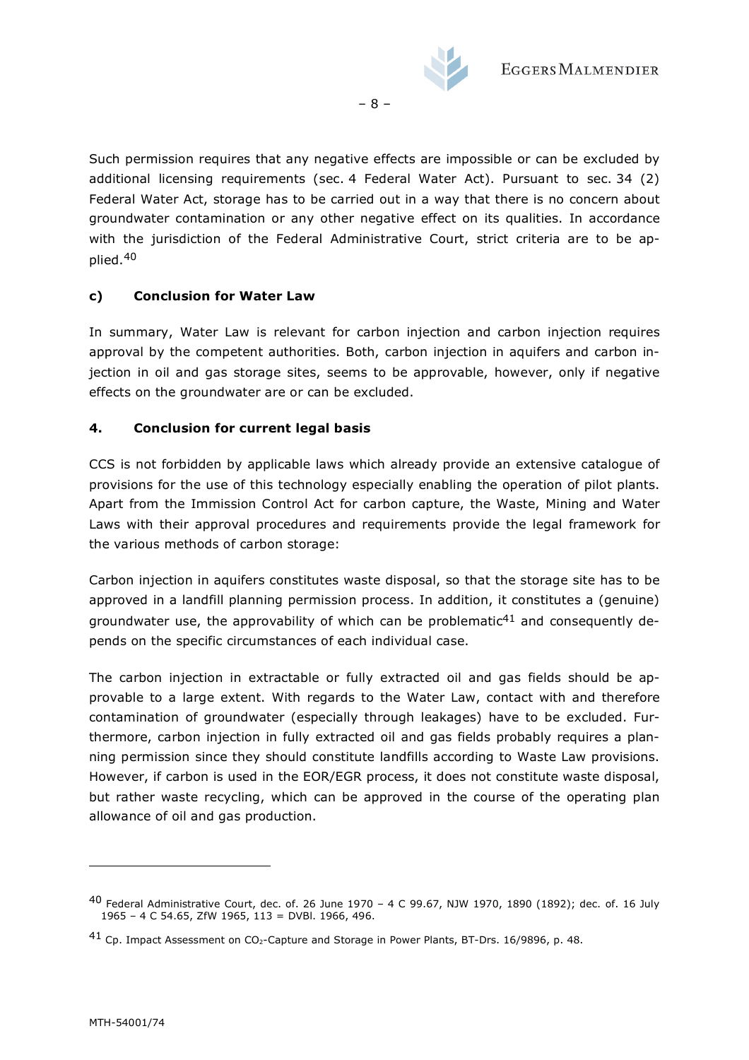Such permission requires that any negative effects are impossible or can be excluded by additional licensing requirements (sec. 4 Federal Water Act). Pursuant to sec. 34 (2) Federal Water Act, storage has to be carried out in a way that there is no concern about groundwater contamination or any other negative effect on its qualities. In accordance with the jurisdiction of the Federal Administrative Court, strict criteria are to be applied.[40]

#### c) Conclusion for Water Law

In summary, Water Law is relevant for carbon injection and carbon injection requires approval by the competent authorities. Both, carbon injection in aquifers and carbon injection in oil and gas storage sites, seems to be approvable, however, only if negative effects on the groundwater are or can be excluded.

### 4. Conclusion for current legal basis

CCS is not forbidden by applicable laws which already provide an extensive catalogue of provisions for the use of this technology especially enabling the operation of pilot plants. Apart from the Immission Control Act for carbon capture, the Waste, Mining and Water Laws with their approval procedures and requirements provide the legal framework for the various methods of carbon storage:

Carbon injection in aquifers constitutes waste disposal, so that the storage site has to be approved in a landfill planning permission process. In addition, it constitutes a (genuine) groundwater use, the approvability of which can be problematic[41] and consequently depends on the specific circumstances of each individual case.

The carbon injection in extractable or fully extracted oil and gas fields should be approvable to a large extent. With regards to the Water Law, contact with and therefore contamination of groundwater (especially through leakages) have to be excluded. Furthermore, carbon injection in fully extracted oil and gas fields probably requires a planning permission since they should constitute landfills according to Waste Law provisions. However, if carbon is used in the EOR/EGR process, it does not constitute waste disposal, but rather waste recycling, which can be approved in the course of the operating plan allowance of oil and gas production.

---

[40] Federal Administrative Court, dec. of. 26 June 1970 – 4 C 99.67, NJW 1970, 1890 (1892); dec. of. 16 July 1965 – 4 C 54.65, ZfW 1965, 113 = DVBl. 1966, 496.

[41] Cp. Impact Assessment on $CO_2$-Capture and Storage in Power Plants, BT-Drs. 16/9896, p. 48.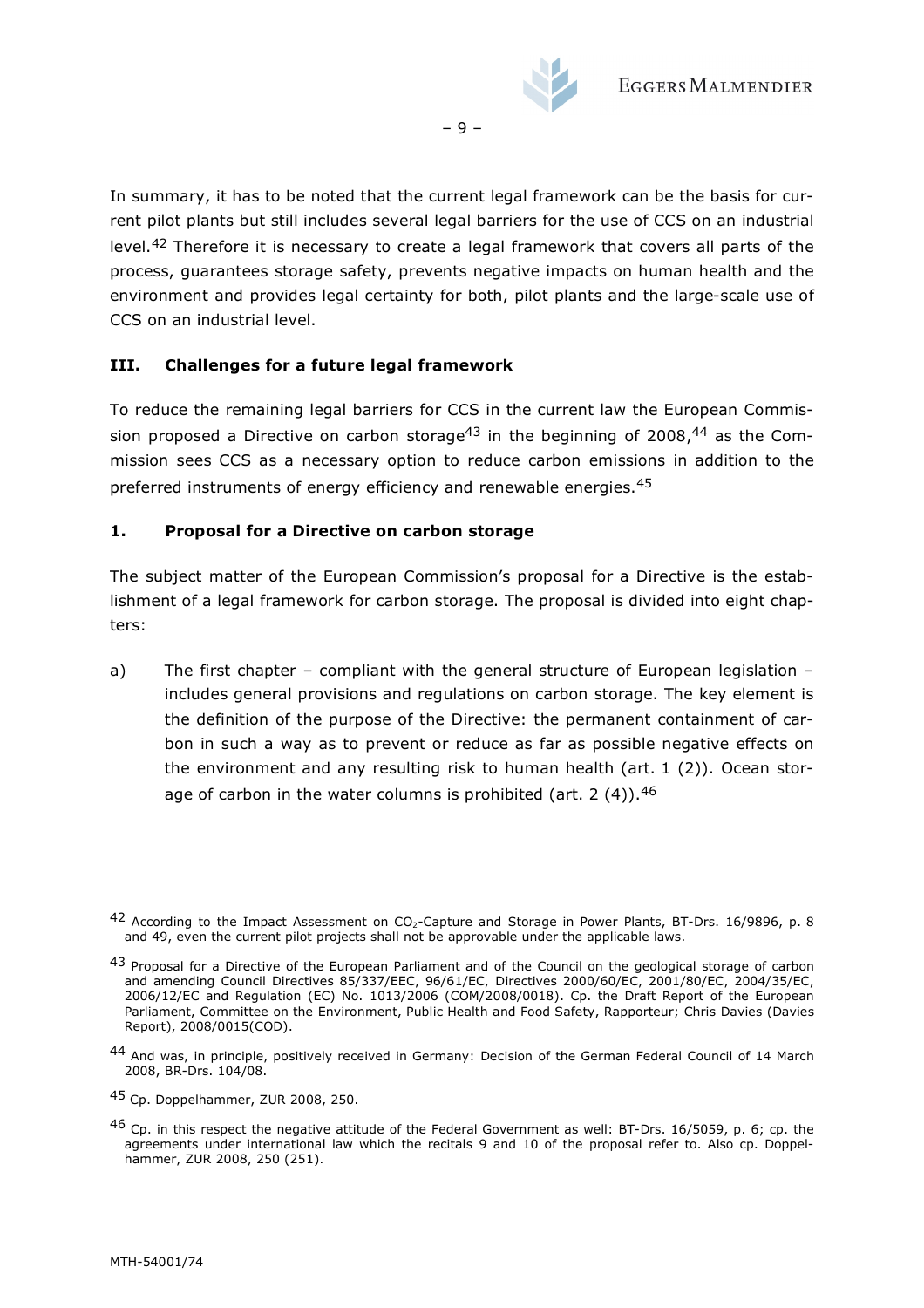In summary, it has to be noted that the current legal framework can be the basis for current pilot plants but still includes several legal barriers for the use of CCS on an industrial level.[42] Therefore it is necessary to create a legal framework that covers all parts of the process, guarantees storage safety, prevents negative impacts on human health and the environment and provides legal certainty for both, pilot plants and the large-scale use of CCS on an industrial level.

## III. Challenges for a future legal framework

To reduce the remaining legal barriers for CCS in the current law the European Commission proposed a Directive on carbon storage[43] in the beginning of 2008,[44] as the Commission sees CCS as a necessary option to reduce carbon emissions in addition to the preferred instruments of energy efficiency and renewable energies.[45]

### 1. Proposal for a Directive on carbon storage

The subject matter of the European Commission's proposal for a Directive is the establishment of a legal framework for carbon storage. The proposal is divided into eight chapters:

a) The first chapter – compliant with the general structure of European legislation – includes general provisions and regulations on carbon storage. The key element is the definition of the purpose of the Directive: the permanent containment of carbon in such a way as to prevent or reduce as far as possible negative effects on the environment and any resulting risk to human health (art. 1 (2)). Ocean storage of carbon in the water columns is prohibited (art. 2 (4)).[46]

---

[42] According to the Impact Assessment on $CO_2$-Capture and Storage in Power Plants, BT-Drs. 16/9896, p. 8 and 49, even the current pilot projects shall not be approvable under the applicable laws.

[43] Proposal for a Directive of the European Parliament and of the Council on the geological storage of carbon and amending Council Directives 85/337/EEC, 96/61/EC, Directives 2000/60/EC, 2001/80/EC, 2004/35/EC, 2006/12/EC and Regulation (EC) No. 1013/2006 (COM/2008/0018). Cp. the Draft Report of the European Parliament, Committee on the Environment, Public Health and Food Safety, Rapporteur; Chris Davies (Davies Report), 2008/0015(COD).

[44] And was, in principle, positively received in Germany: Decision of the German Federal Council of 14 March 2008, BR-Drs. 104/08.

[45] Cp. Doppelhammer, ZUR 2008, 250.

[46] Cp. in this respect the negative attitude of the Federal Government as well: BT-Drs. 16/5059, p. 6; cp. the agreements under international law which the recitals 9 and 10 of the proposal refer to. Also cp. Doppelhammer, ZUR 2008, 250 (251).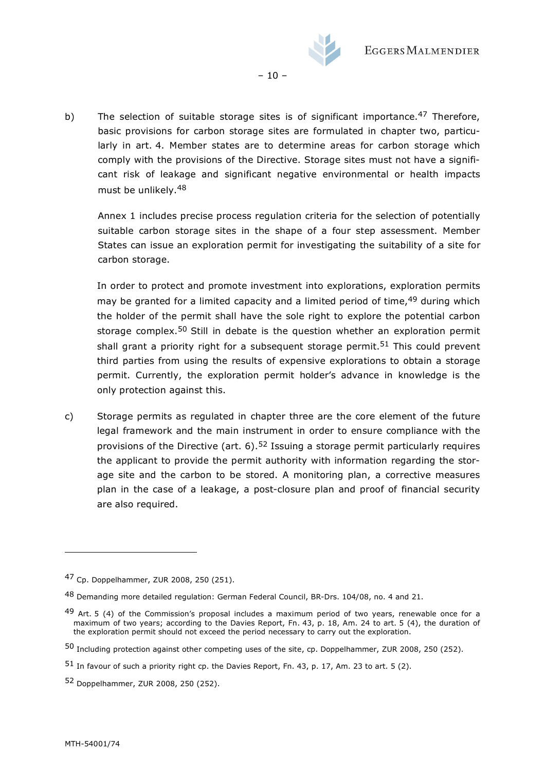b) The selection of suitable storage sites is of significant importance.[47] Therefore, basic provisions for carbon storage sites are formulated in chapter two, particularly in art. 4. Member states are to determine areas for carbon storage which comply with the provisions of the Directive. Storage sites must not have a significant risk of leakage and significant negative environmental or health impacts must be unlikely.[48]

   Annex 1 includes precise process regulation criteria for the selection of potentially suitable carbon storage sites in the shape of a four step assessment. Member States can issue an exploration permit for investigating the suitability of a site for carbon storage.

   In order to protect and promote investment into explorations, exploration permits may be granted for a limited capacity and a limited period of time,[49] during which the holder of the permit shall have the sole right to explore the potential carbon storage complex.[50] Still in debate is the question whether an exploration permit shall grant a priority right for a subsequent storage permit.[51] This could prevent third parties from using the results of expensive explorations to obtain a storage permit. Currently, the exploration permit holder's advance in knowledge is the only protection against this.

c) Storage permits as regulated in chapter three are the core element of the future legal framework and the main instrument in order to ensure compliance with the provisions of the Directive (art. 6).[52] Issuing a storage permit particularly requires the applicant to provide the permit authority with information regarding the storage site and the carbon to be stored. A monitoring plan, a corrective measures plan in the case of a leakage, a post-closure plan and proof of financial security are also required.

---

[47] Cp. Doppelhammer, ZUR 2008, 250 (251).

[48] Demanding more detailed regulation: German Federal Council, BR-Drs. 104/08, no. 4 and 21.

[49] Art. 5 (4) of the Commission's proposal includes a maximum period of two years, renewable once for a maximum of two years; according to the Davies Report, Fn. 43, p. 18, Am. 24 to art. 5 (4), the duration of the exploration permit should not exceed the period necessary to carry out the exploration.

[50] Including protection against other competing uses of the site, cp. Doppelhammer, ZUR 2008, 250 (252).

[51] In favour of such a priority right cp. the Davies Report, Fn. 43, p. 17, Am. 23 to art. 5 (2).

[52] Doppelhammer, ZUR 2008, 250 (252).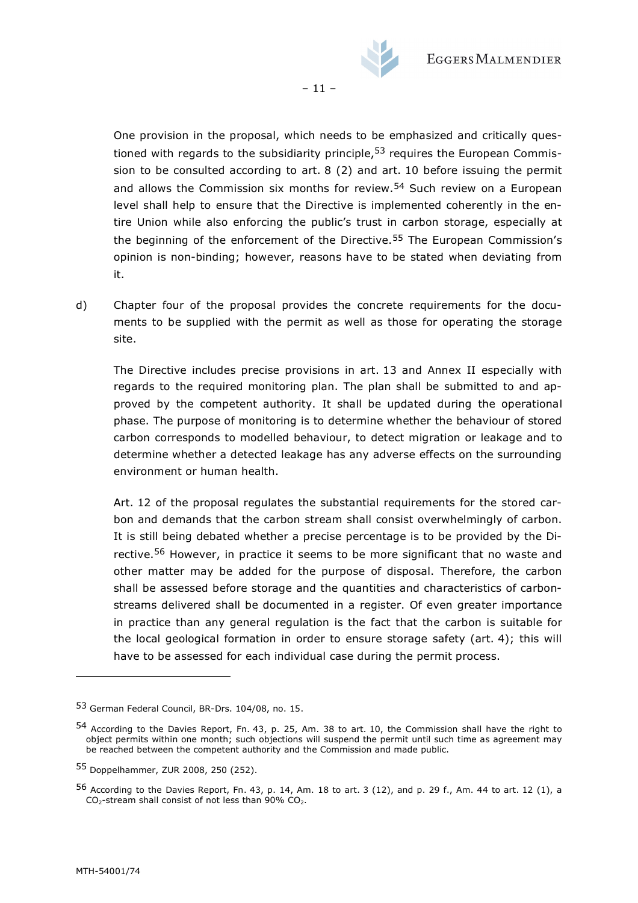One provision in the proposal, which needs to be emphasized and critically questioned with regards to the subsidiarity principle,[53] requires the European Commission to be consulted according to art. 8 (2) and art. 10 before issuing the permit and allows the Commission six months for review.[54] Such review on a European level shall help to ensure that the Directive is implemented coherently in the entire Union while also enforcing the public's trust in carbon storage, especially at the beginning of the enforcement of the Directive.[55] The European Commission's opinion is non-binding; however, reasons have to be stated when deviating from it.

d) Chapter four of the proposal provides the concrete requirements for the documents to be supplied with the permit as well as those for operating the storage site.

The Directive includes precise provisions in art. 13 and Annex II especially with regards to the required monitoring plan. The plan shall be submitted to and approved by the competent authority. It shall be updated during the operational phase. The purpose of monitoring is to determine whether the behaviour of stored carbon corresponds to modelled behaviour, to detect migration or leakage and to determine whether a detected leakage has any adverse effects on the surrounding environment or human health.

Art. 12 of the proposal regulates the substantial requirements for the stored carbon and demands that the carbon stream shall consist overwhelmingly of carbon. It is still being debated whether a precise percentage is to be provided by the Directive.[56] However, in practice it seems to be more significant that no waste and other matter may be added for the purpose of disposal. Therefore, the carbon shall be assessed before storage and the quantities and characteristics of carbon-streams delivered shall be documented in a register. Of even greater importance in practice than any general regulation is the fact that the carbon is suitable for the local geological formation in order to ensure storage safety (art. 4); this will have to be assessed for each individual case during the permit process.

---

[53] German Federal Council, BR-Drs. 104/08, no. 15.

[54] According to the Davies Report, Fn. 43, p. 25, Am. 38 to art. 10, the Commission shall have the right to object permits within one month; such objections will suspend the permit until such time as agreement may be reached between the competent authority and the Commission and made public.

[55] Doppelhammer, ZUR 2008, 250 (252).

[56] According to the Davies Report, Fn. 43, p. 14, Am. 18 to art. 3 (12), and p. 29 f., Am. 44 to art. 12 (1), a $CO_2$-stream shall consist of not less than 90% $CO_2$.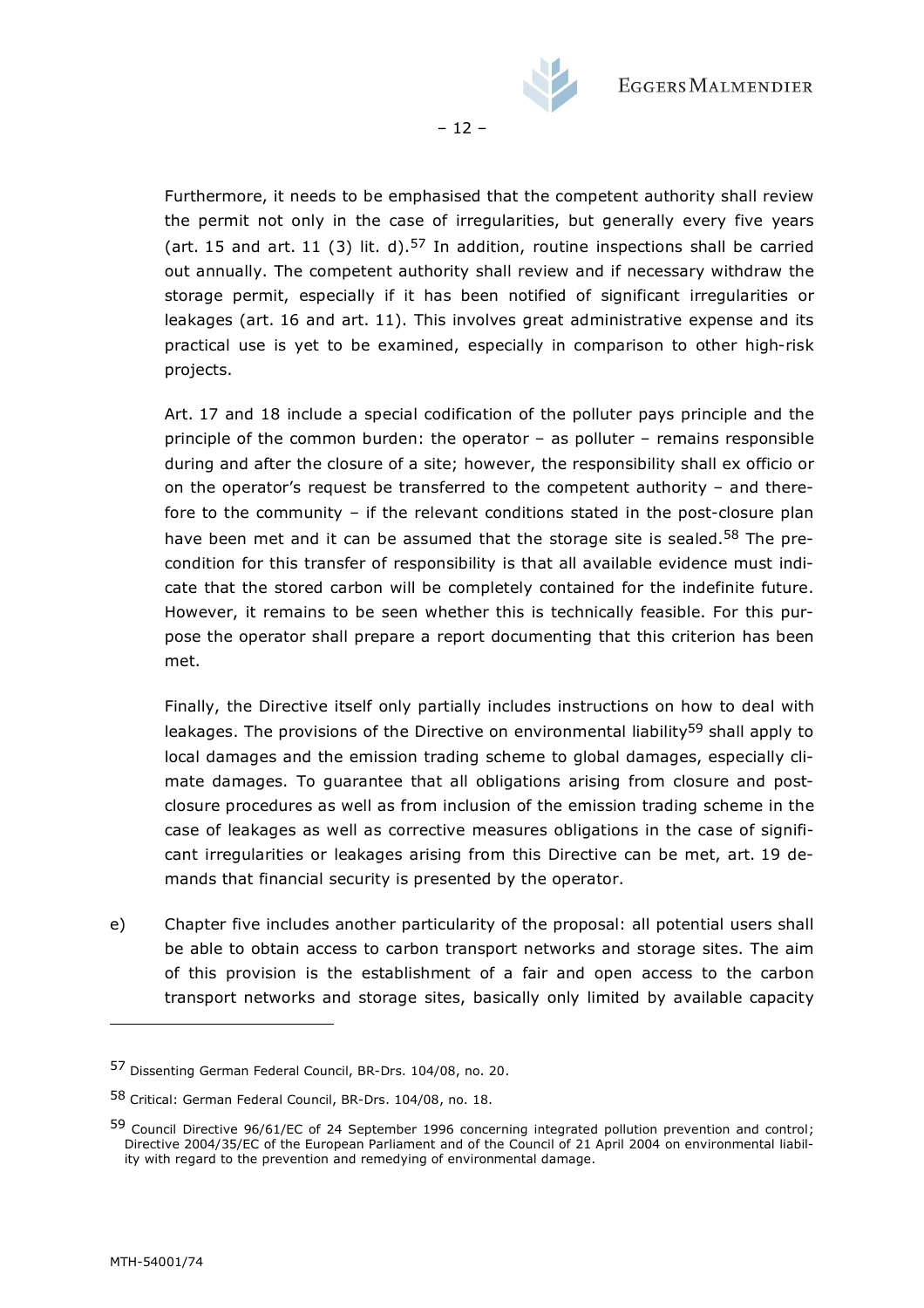Furthermore, it needs to be emphasised that the competent authority shall review the permit not only in the case of irregularities, but generally every five years (art. 15 and art. 11 (3) lit. d).[57] In addition, routine inspections shall be carried out annually. The competent authority shall review and if necessary withdraw the storage permit, especially if it has been notified of significant irregularities or leakages (art. 16 and art. 11). This involves great administrative expense and its practical use is yet to be examined, especially in comparison to other high-risk projects.

Art. 17 and 18 include a special codification of the polluter pays principle and the principle of the common burden: the operator – as polluter – remains responsible during and after the closure of a site; however, the responsibility shall ex officio or on the operator's request be transferred to the competent authority – and therefore to the community – if the relevant conditions stated in the post-closure plan have been met and it can be assumed that the storage site is sealed.[58] The precondition for this transfer of responsibility is that all available evidence must indicate that the stored carbon will be completely contained for the indefinite future. However, it remains to be seen whether this is technically feasible. For this purpose the operator shall prepare a report documenting that this criterion has been met.

Finally, the Directive itself only partially includes instructions on how to deal with leakages. The provisions of the Directive on environmental liability[59] shall apply to local damages and the emission trading scheme to global damages, especially climate damages. To guarantee that all obligations arising from closure and post-closure procedures as well as from inclusion of the emission trading scheme in the case of leakages as well as corrective measures obligations in the case of significant irregularities or leakages arising from this Directive can be met, art. 19 demands that financial security is presented by the operator.

e) Chapter five includes another particularity of the proposal: all potential users shall be able to obtain access to carbon transport networks and storage sites. The aim of this provision is the establishment of a fair and open access to the carbon transport networks and storage sites, basically only limited by available capacity

---

[57] Dissenting German Federal Council, BR-Drs. 104/08, no. 20.

[58] Critical: German Federal Council, BR-Drs. 104/08, no. 18.

[59] Council Directive 96/61/EC of 24 September 1996 concerning integrated pollution prevention and control; Directive 2004/35/EC of the European Parliament and of the Council of 21 April 2004 on environmental liability with regard to the prevention and remedying of environmental damage.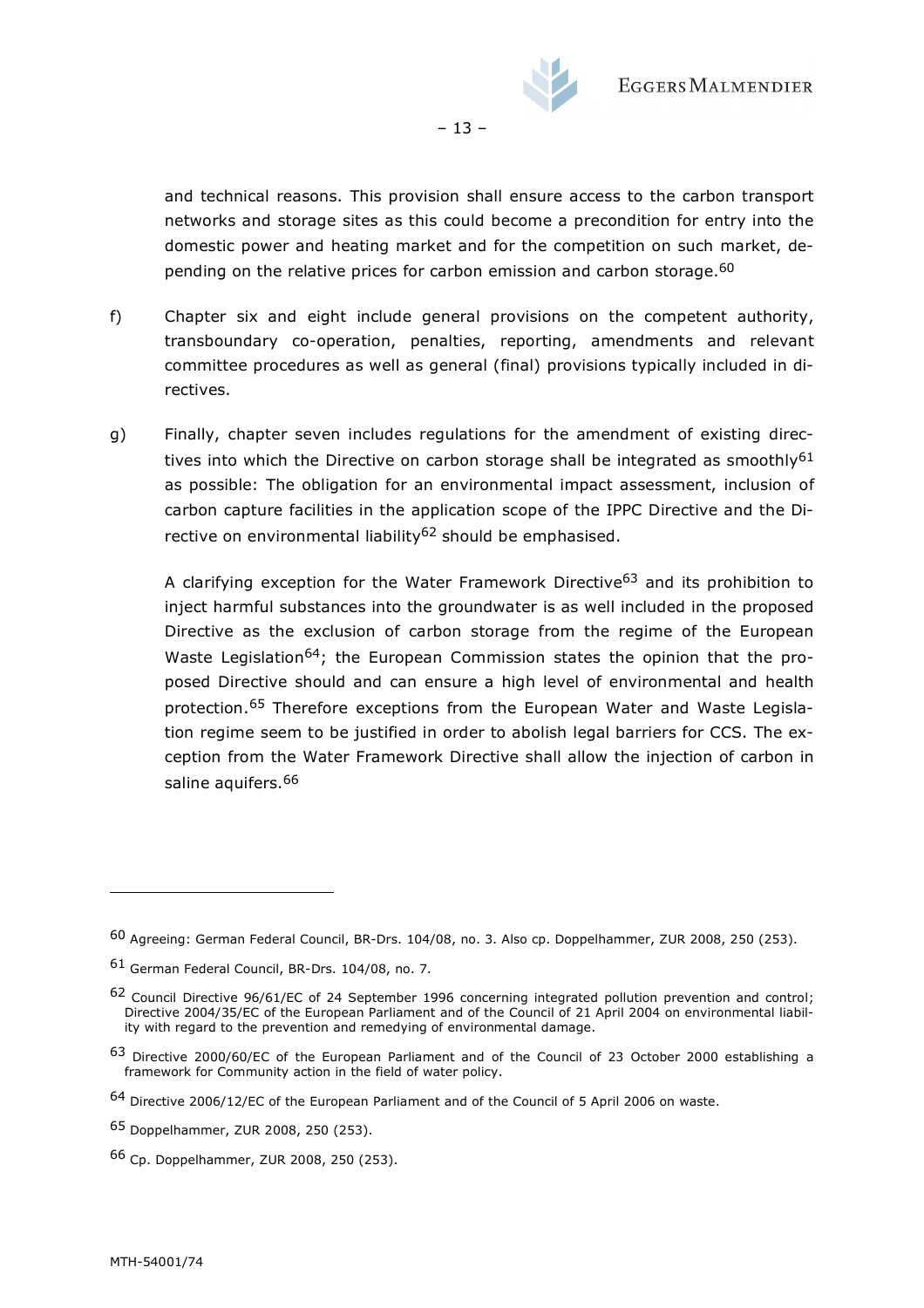and technical reasons. This provision shall ensure access to the carbon transport networks and storage sites as this could become a precondition for entry into the domestic power and heating market and for the competition on such market, depending on the relative prices for carbon emission and carbon storage.[60]

f) Chapter six and eight include general provisions on the competent authority, transboundary co-operation, penalties, reporting, amendments and relevant committee procedures as well as general (final) provisions typically included in directives.

g) Finally, chapter seven includes regulations for the amendment of existing directives into which the Directive on carbon storage shall be integrated as smoothly[61] as possible: The obligation for an environmental impact assessment, inclusion of carbon capture facilities in the application scope of the IPPC Directive and the Directive on environmental liability[62] should be emphasised.

   A clarifying exception for the Water Framework Directive[63] and its prohibition to inject harmful substances into the groundwater is as well included in the proposed Directive as the exclusion of carbon storage from the regime of the European Waste Legislation[64]; the European Commission states the opinion that the proposed Directive should and can ensure a high level of environmental and health protection.[65] Therefore exceptions from the European Water and Waste Legislation regime seem to be justified in order to abolish legal barriers for CCS. The exception from the Water Framework Directive shall allow the injection of carbon in saline aquifers.[66]

---

[60] Agreeing: German Federal Council, BR-Drs. 104/08, no. 3. Also cp. Doppelhammer, ZUR 2008, 250 (253).

[61] German Federal Council, BR-Drs. 104/08, no. 7.

[62] Council Directive 96/61/EC of 24 September 1996 concerning integrated pollution prevention and control; Directive 2004/35/EC of the European Parliament and of the Council of 21 April 2004 on environmental liability with regard to the prevention and remedying of environmental damage.

[63] Directive 2000/60/EC of the European Parliament and of the Council of 23 October 2000 establishing a framework for Community action in the field of water policy.

[64] Directive 2006/12/EC of the European Parliament and of the Council of 5 April 2006 on waste.

[65] Doppelhammer, ZUR 2008, 250 (253).

[66] Cp. Doppelhammer, ZUR 2008, 250 (253).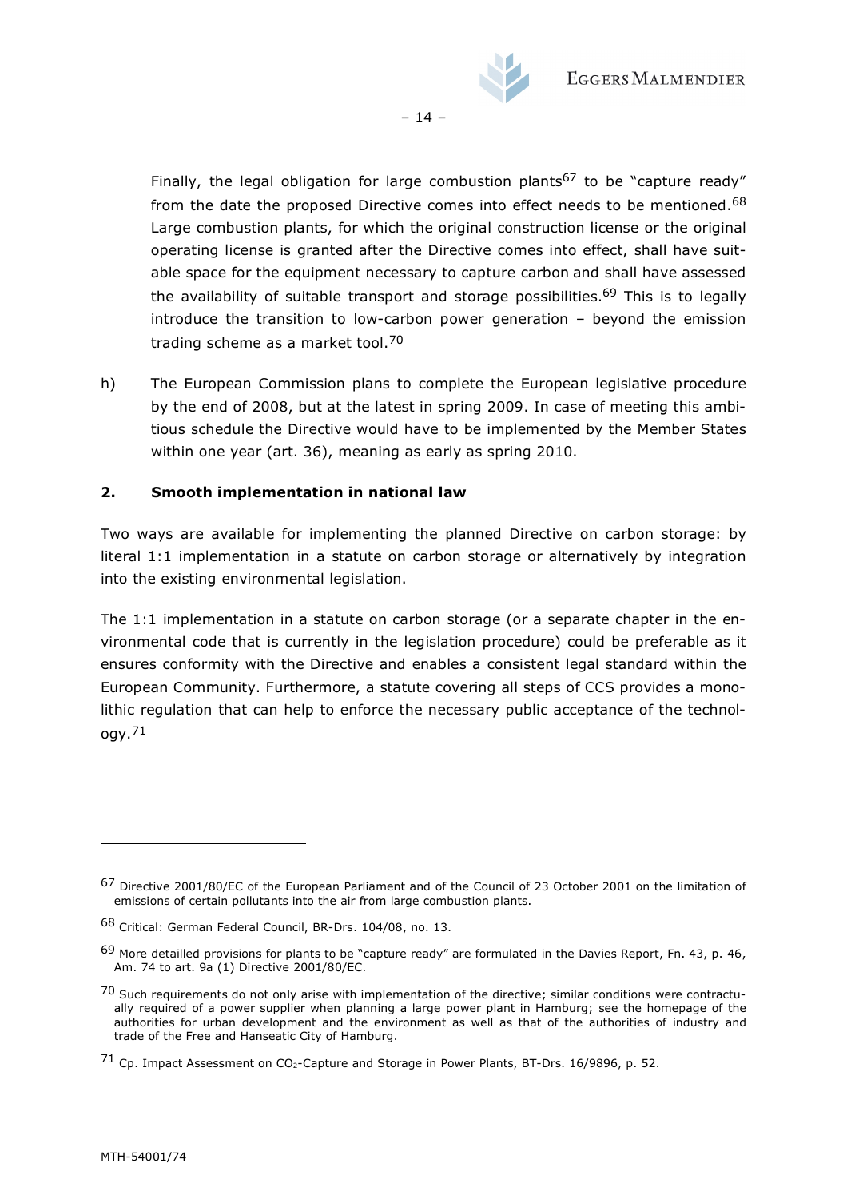Finally, the legal obligation for large combustion plants[67] to be "capture ready" from the date the proposed Directive comes into effect needs to be mentioned.[68] Large combustion plants, for which the original construction license or the original operating license is granted after the Directive comes into effect, shall have suitable space for the equipment necessary to capture carbon and shall have assessed the availability of suitable transport and storage possibilities.[69] This is to legally introduce the transition to low-carbon power generation – beyond the emission trading scheme as a market tool.[70]

h) The European Commission plans to complete the European legislative procedure by the end of 2008, but at the latest in spring 2009. In case of meeting this ambitious schedule the Directive would have to be implemented by the Member States within one year (art. 36), meaning as early as spring 2010.

## 2. Smooth implementation in national law

Two ways are available for implementing the planned Directive on carbon storage: by literal 1:1 implementation in a statute on carbon storage or alternatively by integration into the existing environmental legislation.

The 1:1 implementation in a statute on carbon storage (or a separate chapter in the environmental code that is currently in the legislation procedure) could be preferable as it ensures conformity with the Directive and enables a consistent legal standard within the European Community. Furthermore, a statute covering all steps of CCS provides a monolithic regulation that can help to enforce the necessary public acceptance of the technology.[71]

---

[67] Directive 2001/80/EC of the European Parliament and of the Council of 23 October 2001 on the limitation of emissions of certain pollutants into the air from large combustion plants.

[68] Critical: German Federal Council, BR-Drs. 104/08, no. 13.

[69] More detailled provisions for plants to be "capture ready" are formulated in the Davies Report, Fn. 43, p. 46, Am. 74 to art. 9a (1) Directive 2001/80/EC.

[70] Such requirements do not only arise with implementation of the directive; similar conditions were contractually required of a power supplier when planning a large power plant in Hamburg; see the homepage of the authorities for urban development and the environment as well as that of the authorities of industry and trade of the Free and Hanseatic City of Hamburg.

[71] Cp. Impact Assessment on $CO_2$-Capture and Storage in Power Plants, BT-Drs. 16/9896, p. 52.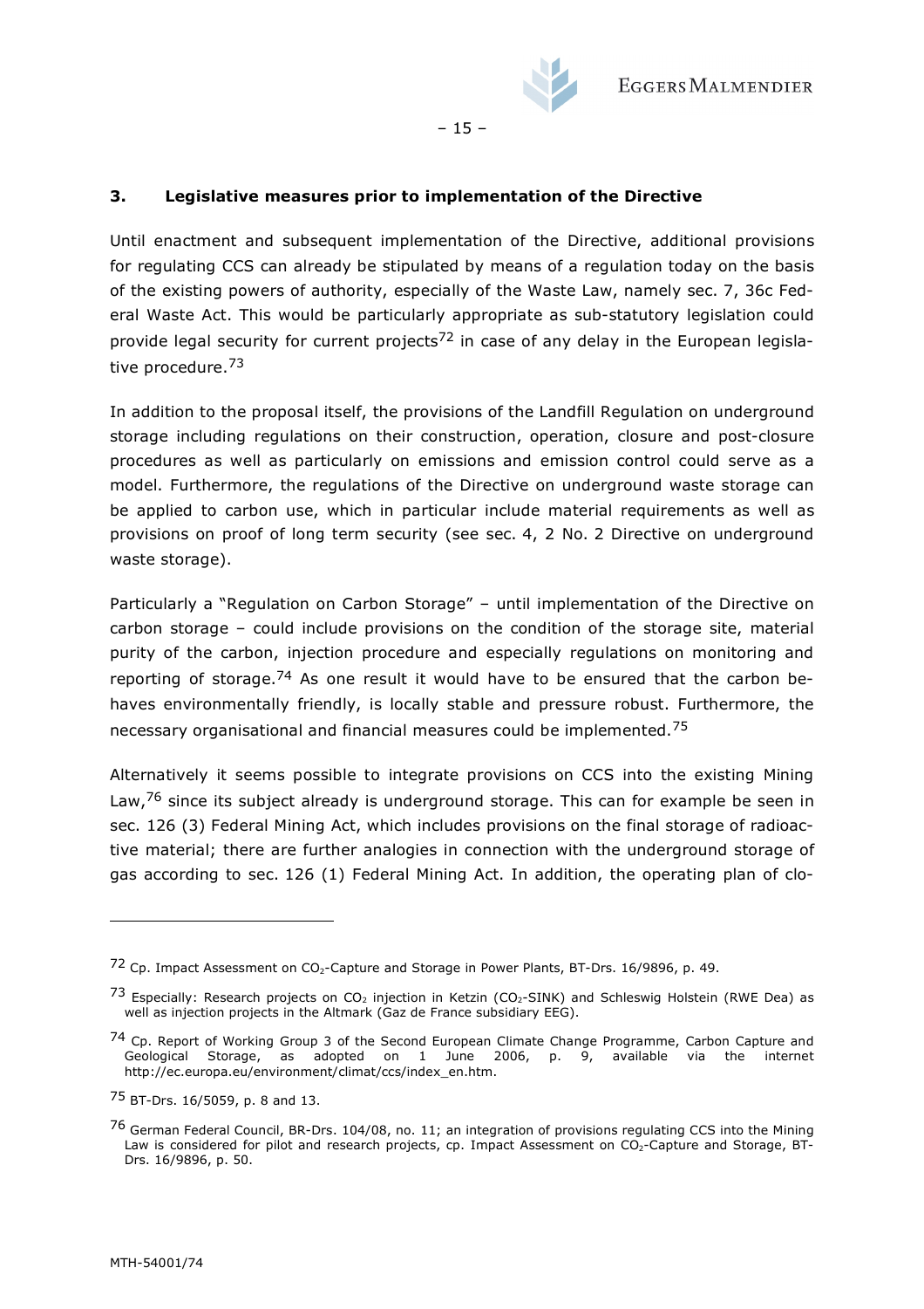## 3. Legislative measures prior to implementation of the Directive

Until enactment and subsequent implementation of the Directive, additional provisions for regulating CCS can already be stipulated by means of a regulation today on the basis of the existing powers of authority, especially of the Waste Law, namely sec. 7, 36c Federal Waste Act. This would be particularly appropriate as sub-statutory legislation could provide legal security for current projects[72] in case of any delay in the European legislative procedure.[73]

In addition to the proposal itself, the provisions of the Landfill Regulation on underground storage including regulations on their construction, operation, closure and post-closure procedures as well as particularly on emissions and emission control could serve as a model. Furthermore, the regulations of the Directive on underground waste storage can be applied to carbon use, which in particular include material requirements as well as provisions on proof of long term security (see sec. 4, 2 No. 2 Directive on underground waste storage).

Particularly a "Regulation on Carbon Storage" – until implementation of the Directive on carbon storage – could include provisions on the condition of the storage site, material purity of the carbon, injection procedure and especially regulations on monitoring and reporting of storage.[74] As one result it would have to be ensured that the carbon behaves environmentally friendly, is locally stable and pressure robust. Furthermore, the necessary organisational and financial measures could be implemented.[75]

Alternatively it seems possible to integrate provisions on CCS into the existing Mining Law,[76] since its subject already is underground storage. This can for example be seen in sec. 126 (3) Federal Mining Act, which includes provisions on the final storage of radioactive material; there are further analogies in connection with the underground storage of gas according to sec. 126 (1) Federal Mining Act. In addition, the operating plan of clo-

---

[72] Cp. Impact Assessment on $CO_2$-Capture and Storage in Power Plants, BT-Drs. 16/9896, p. 49.

[73] Especially: Research projects on $CO_2$ injection in Ketzin ($CO_2$-SINK) and Schleswig Holstein (RWE Dea) as well as injection projects in the Altmark (Gaz de France subsidiary EEG).

[74] Cp. Report of Working Group 3 of the Second European Climate Change Programme, Carbon Capture and Geological Storage, as adopted on 1 June 2006, p. 9, available via the internet http://ec.europa.eu/environment/climat/ccs/index_en.htm.

[75] BT-Drs. 16/5059, p. 8 and 13.

[76] German Federal Council, BR-Drs. 104/08, no. 11; an integration of provisions regulating CCS into the Mining Law is considered for pilot and research projects, cp. Impact Assessment on $CO_2$-Capture and Storage, BT-Drs. 16/9896, p. 50.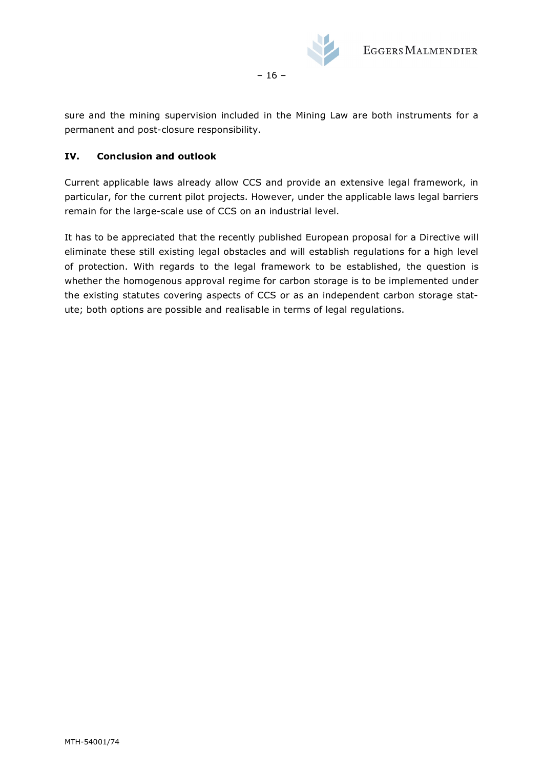sure and the mining supervision included in the Mining Law are both instruments for a permanent and post-closure responsibility.

## IV. Conclusion and outlook

Current applicable laws already allow CCS and provide an extensive legal framework, in particular, for the current pilot projects. However, under the applicable laws legal barriers remain for the large-scale use of CCS on an industrial level.

It has to be appreciated that the recently published European proposal for a Directive will eliminate these still existing legal obstacles and will establish regulations for a high level of protection. With regards to the legal framework to be established, the question is whether the homogenous approval regime for carbon storage is to be implemented under the existing statutes covering aspects of CCS or as an independent carbon storage statute; both options are possible and realisable in terms of legal regulations.

MTH-54001/74